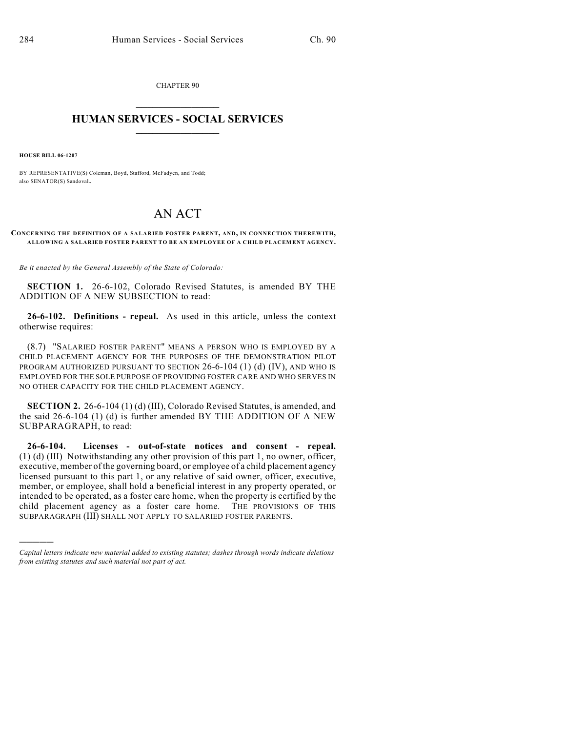CHAPTER 90

# HUMAN SERVICES - SOCIAL SERVICES

**HOUSE BILL 06-1207**

BY REPRESENTATIVE(S) Coleman, Boyd, Stafford, McFadyen, and Todd;
also SENATOR(S) Sandoval.

# AN ACT

**CONCERNING THE DEFINITION OF A SALARIED FOSTER PARENT, AND, IN CONNECTION THEREWITH, ALLOWING A SALARIED FOSTER PARENT TO BE AN EMPLOYEE OF A CHILD PLACEMENT AGENCY.**

*Be it enacted by the General Assembly of the State of Colorado:*

**SECTION 1.** 26-6-102, Colorado Revised Statutes, is amended BY THE ADDITION OF A NEW SUBSECTION to read:

**26-6-102. Definitions - repeal.** As used in this article, unless the context otherwise requires:

(8.7) "SALARIED FOSTER PARENT" MEANS A PERSON WHO IS EMPLOYED BY A CHILD PLACEMENT AGENCY FOR THE PURPOSES OF THE DEMONSTRATION PILOT PROGRAM AUTHORIZED PURSUANT TO SECTION 26-6-104 (1) (d) (IV), AND WHO IS EMPLOYED FOR THE SOLE PURPOSE OF PROVIDING FOSTER CARE AND WHO SERVES IN NO OTHER CAPACITY FOR THE CHILD PLACEMENT AGENCY.

**SECTION 2.** 26-6-104 (1) (d) (III), Colorado Revised Statutes, is amended, and the said 26-6-104 (1) (d) is further amended BY THE ADDITION OF A NEW SUBPARAGRAPH, to read:

**26-6-104. Licenses - out-of-state notices and consent - repeal.** (1) (d) (III) Notwithstanding any other provision of this part 1, no owner, officer, executive, member of the governing board, or employee of a child placement agency licensed pursuant to this part 1, or any relative of said owner, officer, executive, member, or employee, shall hold a beneficial interest in any property operated, or intended to be operated, as a foster care home, when the property is certified by the child placement agency as a foster care home. THE PROVISIONS OF THIS SUBPARAGRAPH (III) SHALL NOT APPLY TO SALARIED FOSTER PARENTS.

---

*Capital letters indicate new material added to existing statutes; dashes through words indicate deletions from existing statutes and such material not part of act.*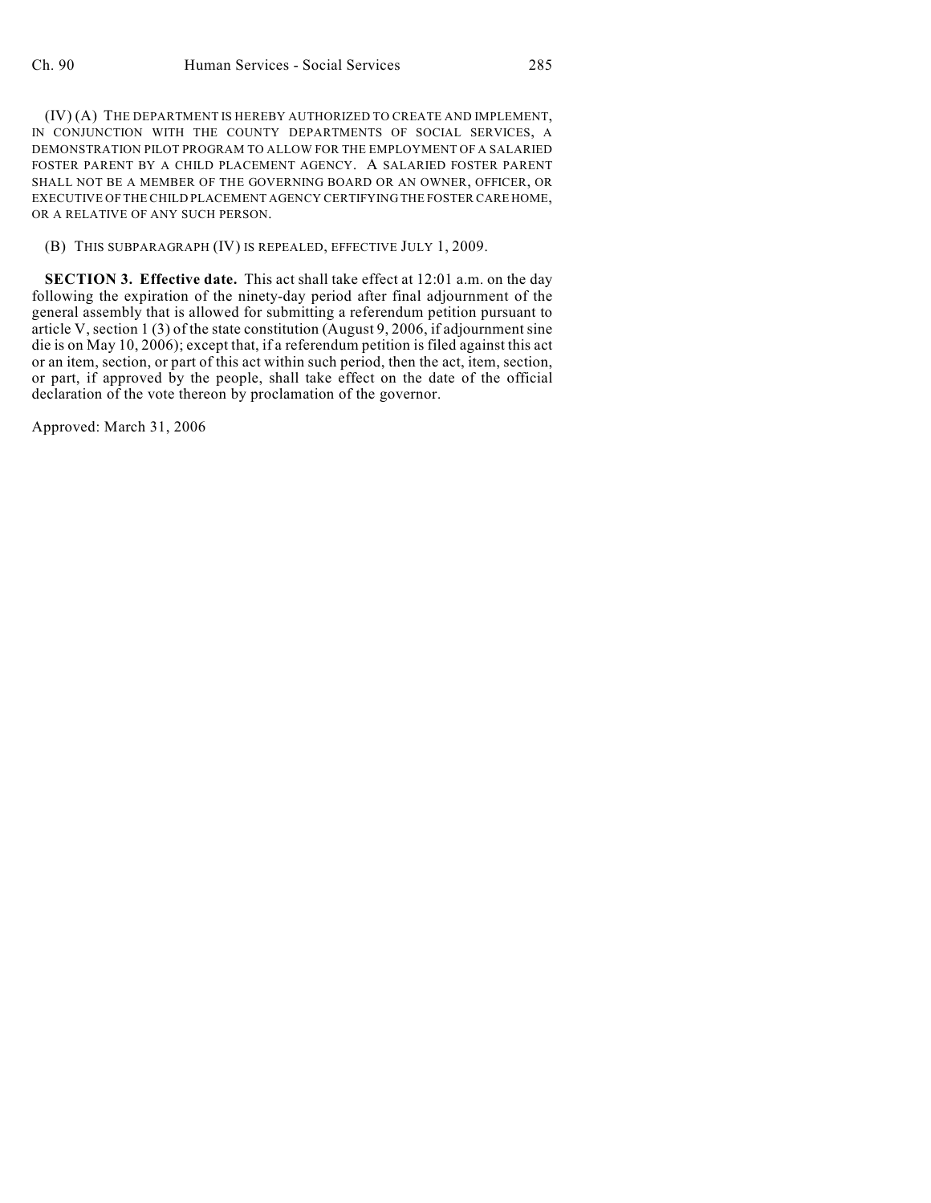(IV) (A) THE DEPARTMENT IS HEREBY AUTHORIZED TO CREATE AND IMPLEMENT, IN CONJUNCTION WITH THE COUNTY DEPARTMENTS OF SOCIAL SERVICES, A DEMONSTRATION PILOT PROGRAM TO ALLOW FOR THE EMPLOYMENT OF A SALARIED FOSTER PARENT BY A CHILD PLACEMENT AGENCY. A SALARIED FOSTER PARENT SHALL NOT BE A MEMBER OF THE GOVERNING BOARD OR AN OWNER, OFFICER, OR EXECUTIVE OF THE CHILD PLACEMENT AGENCY CERTIFYING THE FOSTER CARE HOME, OR A RELATIVE OF ANY SUCH PERSON.

(B) THIS SUBPARAGRAPH (IV) IS REPEALED, EFFECTIVE JULY 1, 2009.

**SECTION 3. Effective date.** This act shall take effect at 12:01 a.m. on the day following the expiration of the ninety-day period after final adjournment of the general assembly that is allowed for submitting a referendum petition pursuant to article V, section 1 (3) of the state constitution (August 9, 2006, if adjournment sine die is on May 10, 2006); except that, if a referendum petition is filed against this act or an item, section, or part of this act within such period, then the act, item, section, or part, if approved by the people, shall take effect on the date of the official declaration of the vote thereon by proclamation of the governor.

Approved: March 31, 2006